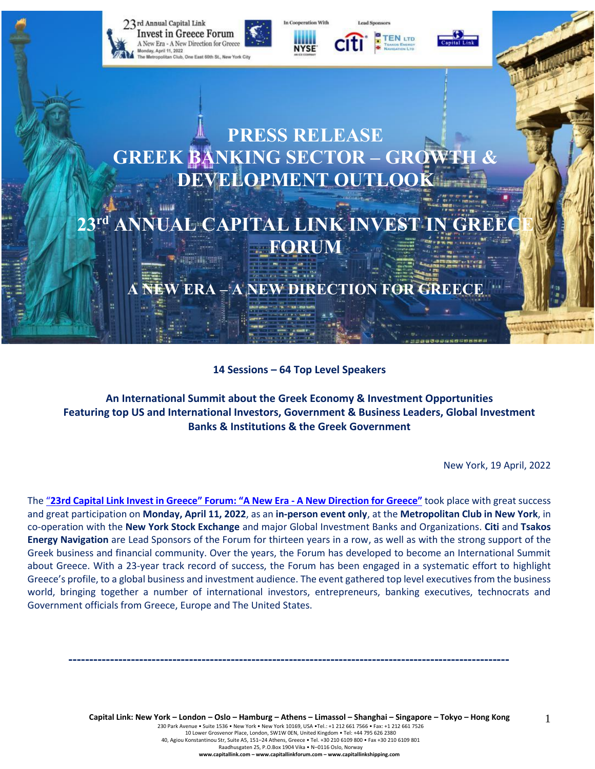# PRESS RELEASE

# GREEK BANKING SECTOR – GROWTH & DEVELOPMENT OUTLOOK

# 23rd ANNUAL CAPITAL LINK INVEST IN GREECE FORUM

## A NEW ERA – A NEW DIRECTION FOR GREECE

**14 Sessions – 64 Top Level Speakers**

**An International Summit about the Greek Economy & Investment Opportunities**
**Featuring top US and International Investors, Government & Business Leaders, Global Investment Banks & Institutions & the Greek Government**

New York, 19 April, 2022

The **"23rd Capital Link Invest in Greece" Forum: "A New Era - A New Direction for Greece"** took place with great success and great participation on **Monday, April 11, 2022**, as an **in-person event only**, at the **Metropolitan Club in New York**, in co-operation with the **New York Stock Exchange** and major Global Investment Banks and Organizations. **Citi** and **Tsakos Energy Navigation** are Lead Sponsors of the Forum for thirteen years in a row, as well as with the strong support of the Greek business and financial community. Over the years, the Forum has developed to become an International Summit about Greece. With a 23-year track record of success, the Forum has been engaged in a systematic effort to highlight Greece's profile, to a global business and investment audience. The event gathered top level executives from the business world, bringing together a number of international investors, entrepreneurs, banking executives, technocrats and Government officials from Greece, Europe and The United States.

---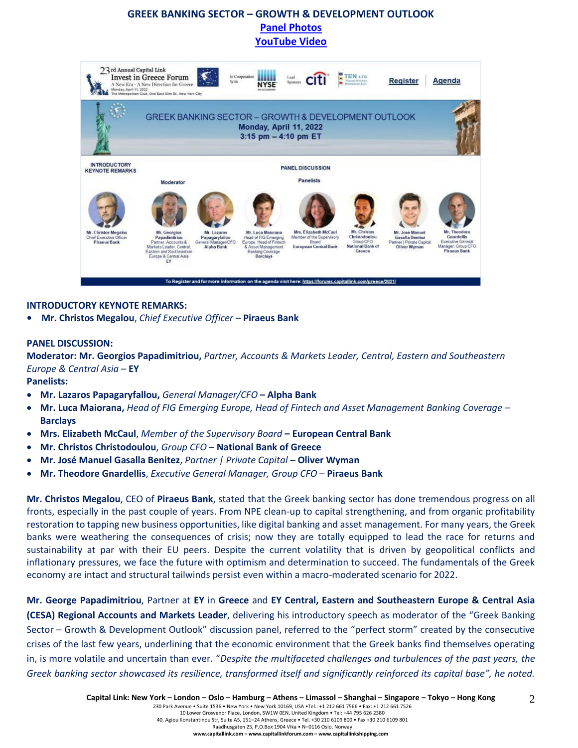## GREEK BANKING SECTOR – GROWTH & DEVELOPMENT OUTLOOK

**Panel Photos**

**YouTube Video**

**INTRODUCTORY KEYNOTE REMARKS:**

- **Mr. Christos Megalou**, *Chief Executive Officer* – **Piraeus Bank**

**PANEL DISCUSSION:**

**Moderator: Mr. Georgios Papadimitriou,** *Partner, Accounts & Markets Leader, Central, Eastern and Southeastern Europe & Central Asia* – **EY**

**Panelists:**

- **Mr. Lazaros Papagaryfallou,** *General Manager/CFO* **– Alpha Bank**
- **Mr. Luca Maiorana,** *Head of FIG Emerging Europe, Head of Fintech and Asset Management Banking Coverage* – **Barclays**
- **Mrs. Elizabeth McCaul**, *Member of the Supervisory Board* **– European Central Bank**
- **Mr. Christos Christodoulou**, *Group CFO* – **National Bank of Greece**
- **Mr. José Manuel Gasalla Benitez**, *Partner | Private Capital* – **Oliver Wyman**
- **Mr. Theodore Gnardellis**, *Executive General Manager, Group CFO* – **Piraeus Bank**

**Mr. Christos Megalou**, CEO of **Piraeus Bank**, stated that the Greek banking sector has done tremendous progress on all fronts, especially in the past couple of years. From NPE clean-up to capital strengthening, and from organic profitability restoration to tapping new business opportunities, like digital banking and asset management. For many years, the Greek banks were weathering the consequences of crisis; now they are totally equipped to lead the race for returns and sustainability at par with their EU peers. Despite the current volatility that is driven by geopolitical conflicts and inflationary pressures, we face the future with optimism and determination to succeed. The fundamentals of the Greek economy are intact and structural tailwinds persist even within a macro-moderated scenario for 2022.

**Mr. George Papadimitriou**, Partner at **EY** in **Greece** and **EY Central, Eastern and Southeastern Europe & Central Asia (CESA) Regional Accounts and Markets Leader**, delivering his introductory speech as moderator of the "Greek Banking Sector – Growth & Development Outlook" discussion panel, referred to the "perfect storm" created by the consecutive crises of the last few years, underlining that the economic environment that the Greek banks find themselves operating in, is more volatile and uncertain than ever. "*Despite the multifaceted challenges and turbulences of the past years, the Greek banking sector showcased its resilience, transformed itself and significantly reinforced its capital base", he noted.*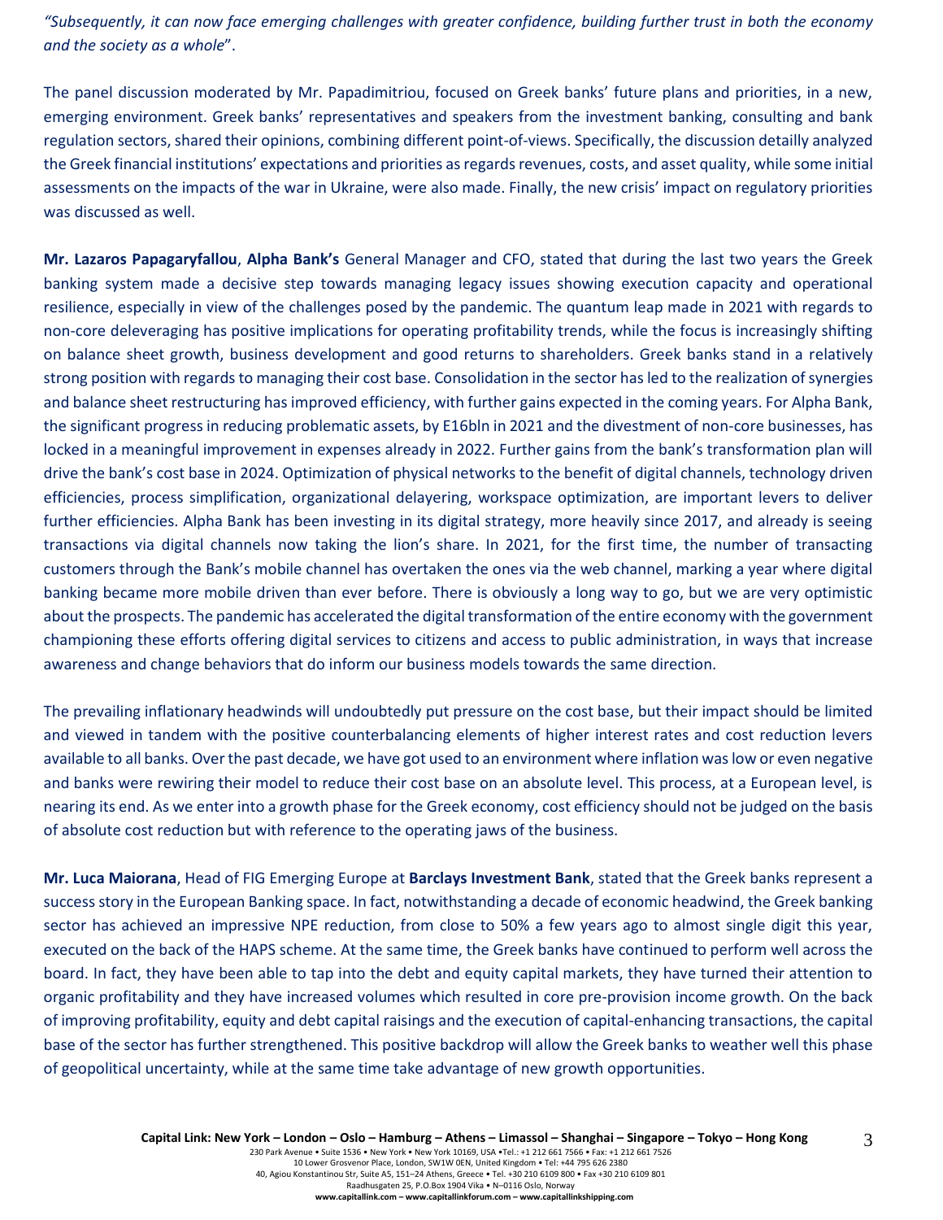*"Subsequently, it can now face emerging challenges with greater confidence, building further trust in both the economy and the society as a whole*".

The panel discussion moderated by Mr. Papadimitriou, focused on Greek banks' future plans and priorities, in a new, emerging environment. Greek banks' representatives and speakers from the investment banking, consulting and bank regulation sectors, shared their opinions, combining different point-of-views. Specifically, the discussion detailly analyzed the Greek financial institutions' expectations and priorities as regards revenues, costs, and asset quality, while some initial assessments on the impacts of the war in Ukraine, were also made. Finally, the new crisis' impact on regulatory priorities was discussed as well.

**Mr. Lazaros Papagaryfallou**, **Alpha Bank's** General Manager and CFO, stated that during the last two years the Greek banking system made a decisive step towards managing legacy issues showing execution capacity and operational resilience, especially in view of the challenges posed by the pandemic. The quantum leap made in 2021 with regards to non-core deleveraging has positive implications for operating profitability trends, while the focus is increasingly shifting on balance sheet growth, business development and good returns to shareholders. Greek banks stand in a relatively strong position with regards to managing their cost base. Consolidation in the sector has led to the realization of synergies and balance sheet restructuring has improved efficiency, with further gains expected in the coming years. For Alpha Bank, the significant progress in reducing problematic assets, by E16bln in 2021 and the divestment of non-core businesses, has locked in a meaningful improvement in expenses already in 2022. Further gains from the bank's transformation plan will drive the bank's cost base in 2024. Optimization of physical networks to the benefit of digital channels, technology driven efficiencies, process simplification, organizational delayering, workspace optimization, are important levers to deliver further efficiencies. Alpha Bank has been investing in its digital strategy, more heavily since 2017, and already is seeing transactions via digital channels now taking the lion's share. In 2021, for the first time, the number of transacting customers through the Bank's mobile channel has overtaken the ones via the web channel, marking a year where digital banking became more mobile driven than ever before. There is obviously a long way to go, but we are very optimistic about the prospects. The pandemic has accelerated the digital transformation of the entire economy with the government championing these efforts offering digital services to citizens and access to public administration, in ways that increase awareness and change behaviors that do inform our business models towards the same direction.

The prevailing inflationary headwinds will undoubtedly put pressure on the cost base, but their impact should be limited and viewed in tandem with the positive counterbalancing elements of higher interest rates and cost reduction levers available to all banks. Over the past decade, we have got used to an environment where inflation was low or even negative and banks were rewiring their model to reduce their cost base on an absolute level. This process, at a European level, is nearing its end. As we enter into a growth phase for the Greek economy, cost efficiency should not be judged on the basis of absolute cost reduction but with reference to the operating jaws of the business.

**Mr. Luca Maiorana**, Head of FIG Emerging Europe at **Barclays Investment Bank**, stated that the Greek banks represent a success story in the European Banking space. In fact, notwithstanding a decade of economic headwind, the Greek banking sector has achieved an impressive NPE reduction, from close to 50% a few years ago to almost single digit this year, executed on the back of the HAPS scheme. At the same time, the Greek banks have continued to perform well across the board. In fact, they have been able to tap into the debt and equity capital markets, they have turned their attention to organic profitability and they have increased volumes which resulted in core pre-provision income growth. On the back of improving profitability, equity and debt capital raisings and the execution of capital-enhancing transactions, the capital base of the sector has further strengthened. This positive backdrop will allow the Greek banks to weather well this phase of geopolitical uncertainty, while at the same time take advantage of new growth opportunities.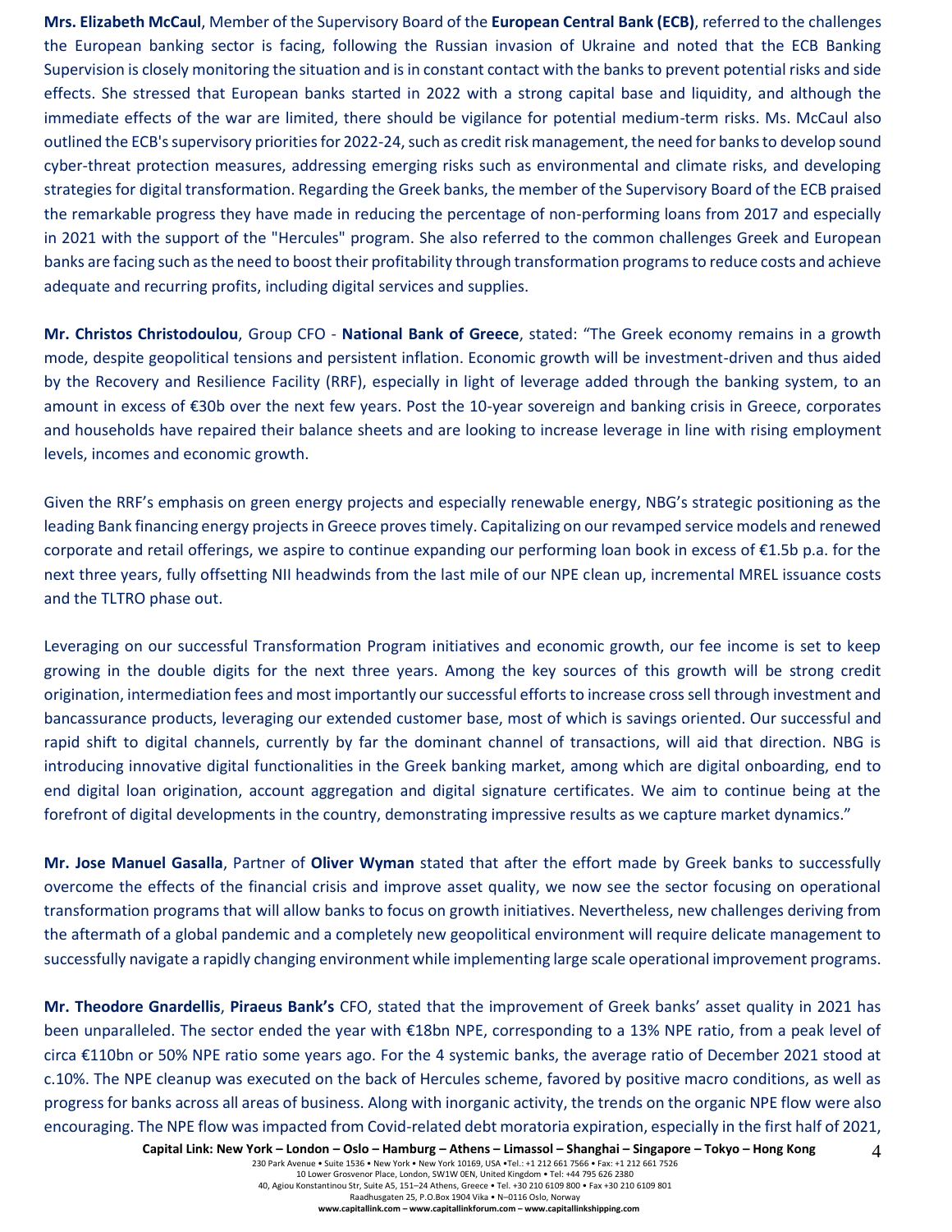**Mrs. Elizabeth McCaul**, Member of the Supervisory Board of the **European Central Bank (ECB)**, referred to the challenges the European banking sector is facing, following the Russian invasion of Ukraine and noted that the ECB Banking Supervision is closely monitoring the situation and is in constant contact with the banks to prevent potential risks and side effects. She stressed that European banks started in 2022 with a strong capital base and liquidity, and although the immediate effects of the war are limited, there should be vigilance for potential medium-term risks. Ms. McCaul also outlined the ECB's supervisory priorities for 2022-24, such as credit risk management, the need for banks to develop sound cyber-threat protection measures, addressing emerging risks such as environmental and climate risks, and developing strategies for digital transformation. Regarding the Greek banks, the member of the Supervisory Board of the ECB praised the remarkable progress they have made in reducing the percentage of non-performing loans from 2017 and especially in 2021 with the support of the "Hercules" program. She also referred to the common challenges Greek and European banks are facing such as the need to boost their profitability through transformation programs to reduce costs and achieve adequate and recurring profits, including digital services and supplies.

**Mr. Christos Christodoulou**, Group CFO - **National Bank of Greece**, stated: "The Greek economy remains in a growth mode, despite geopolitical tensions and persistent inflation. Economic growth will be investment-driven and thus aided by the Recovery and Resilience Facility (RRF), especially in light of leverage added through the banking system, to an amount in excess of €30b over the next few years. Post the 10-year sovereign and banking crisis in Greece, corporates and households have repaired their balance sheets and are looking to increase leverage in line with rising employment levels, incomes and economic growth.

Given the RRF's emphasis on green energy projects and especially renewable energy, NBG's strategic positioning as the leading Bank financing energy projects in Greece proves timely. Capitalizing on our revamped service models and renewed corporate and retail offerings, we aspire to continue expanding our performing loan book in excess of €1.5b p.a. for the next three years, fully offsetting NII headwinds from the last mile of our NPE clean up, incremental MREL issuance costs and the TLTRO phase out.

Leveraging on our successful Transformation Program initiatives and economic growth, our fee income is set to keep growing in the double digits for the next three years. Among the key sources of this growth will be strong credit origination, intermediation fees and most importantly our successful efforts to increase cross sell through investment and bancassurance products, leveraging our extended customer base, most of which is savings oriented. Our successful and rapid shift to digital channels, currently by far the dominant channel of transactions, will aid that direction. NBG is introducing innovative digital functionalities in the Greek banking market, among which are digital onboarding, end to end digital loan origination, account aggregation and digital signature certificates. We aim to continue being at the forefront of digital developments in the country, demonstrating impressive results as we capture market dynamics."

**Mr. Jose Manuel Gasalla**, Partner of **Oliver Wyman** stated that after the effort made by Greek banks to successfully overcome the effects of the financial crisis and improve asset quality, we now see the sector focusing on operational transformation programs that will allow banks to focus on growth initiatives. Nevertheless, new challenges deriving from the aftermath of a global pandemic and a completely new geopolitical environment will require delicate management to successfully navigate a rapidly changing environment while implementing large scale operational improvement programs.

**Mr. Theodore Gnardellis**, **Piraeus Bank's** CFO, stated that the improvement of Greek banks' asset quality in 2021 has been unparalleled. The sector ended the year with €18bn NPE, corresponding to a 13% NPE ratio, from a peak level of circa €110bn or 50% NPE ratio some years ago. For the 4 systemic banks, the average ratio of December 2021 stood at c.10%. The NPE cleanup was executed on the back of Hercules scheme, favored by positive macro conditions, as well as progress for banks across all areas of business. Along with inorganic activity, the trends on the organic NPE flow were also encouraging. The NPE flow was impacted from Covid-related debt moratoria expiration, especially in the first half of 2021,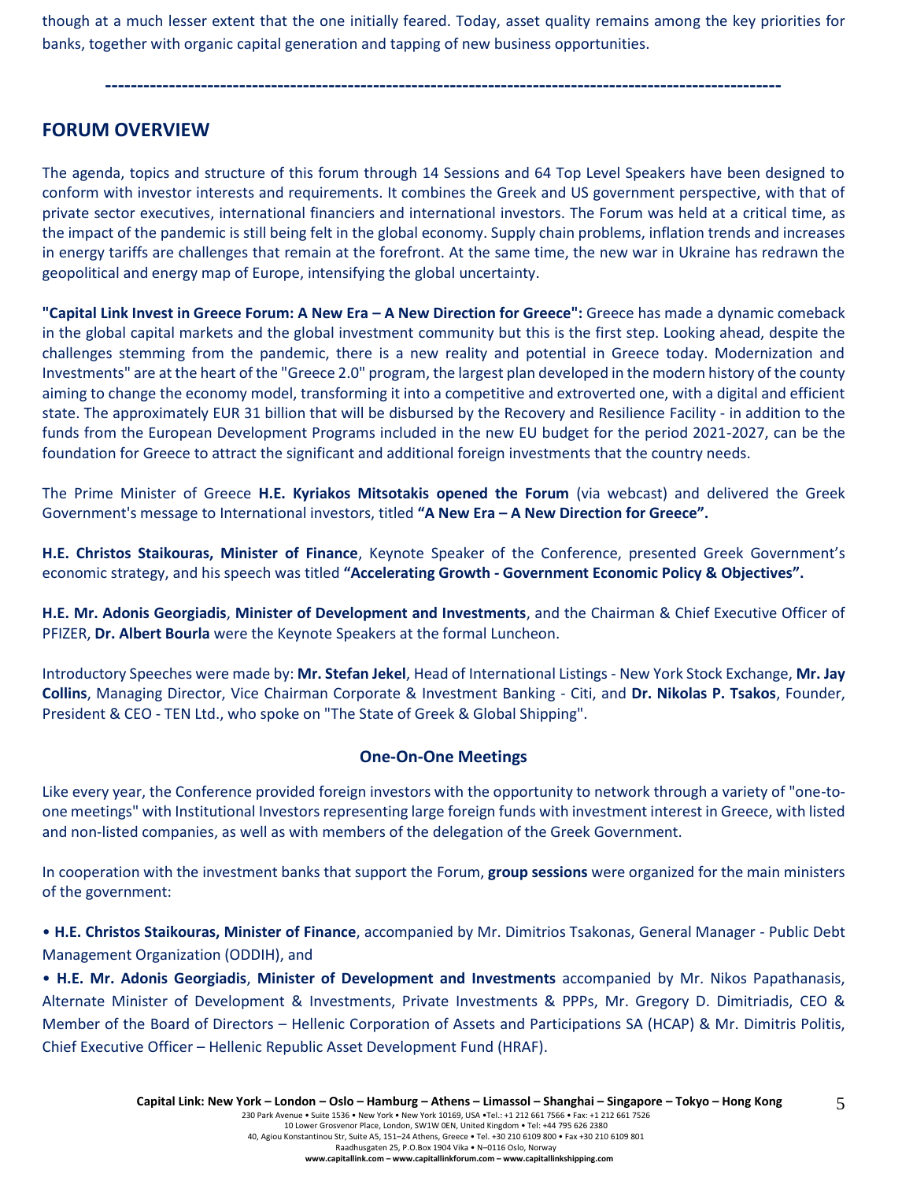though at a much lesser extent that the one initially feared. Today, asset quality remains among the key priorities for banks, together with organic capital generation and tapping of new business opportunities.

---

## FORUM OVERVIEW

The agenda, topics and structure of this forum through 14 Sessions and 64 Top Level Speakers have been designed to conform with investor interests and requirements. It combines the Greek and US government perspective, with that of private sector executives, international financiers and international investors. The Forum was held at a critical time, as the impact of the pandemic is still being felt in the global economy. Supply chain problems, inflation trends and increases in energy tariffs are challenges that remain at the forefront. At the same time, the new war in Ukraine has redrawn the geopolitical and energy map of Europe, intensifying the global uncertainty.

**"Capital Link Invest in Greece Forum: A New Era – A New Direction for Greece":** Greece has made a dynamic comeback in the global capital markets and the global investment community but this is the first step. Looking ahead, despite the challenges stemming from the pandemic, there is a new reality and potential in Greece today. Modernization and Investments" are at the heart of the "Greece 2.0" program, the largest plan developed in the modern history of the county aiming to change the economy model, transforming it into a competitive and extroverted one, with a digital and efficient state. The approximately EUR 31 billion that will be disbursed by the Recovery and Resilience Facility - in addition to the funds from the European Development Programs included in the new EU budget for the period 2021-2027, can be the foundation for Greece to attract the significant and additional foreign investments that the country needs.

The Prime Minister of Greece **H.E. Kyriakos Mitsotakis opened the Forum** (via webcast) and delivered the Greek Government's message to International investors, titled **"A New Era – A New Direction for Greece".**

**H.E. Christos Staikouras, Minister of Finance**, Keynote Speaker of the Conference, presented Greek Government's economic strategy, and his speech was titled **"Accelerating Growth - Government Economic Policy & Objectives".**

**H.E. Mr. Adonis Georgiadis**, **Minister of Development and Investments**, and the Chairman & Chief Executive Officer of PFIZER, **Dr. Albert Bourla** were the Keynote Speakers at the formal Luncheon.

Introductory Speeches were made by: **Mr. Stefan Jekel**, Head of International Listings - New York Stock Exchange, **Mr. Jay Collins**, Managing Director, Vice Chairman Corporate & Investment Banking - Citi, and **Dr. Nikolas P. Tsakos**, Founder, President & CEO - TEN Ltd., who spoke on "The State of Greek & Global Shipping".

### One-On-One Meetings

Like every year, the Conference provided foreign investors with the opportunity to network through a variety of "one-to-one meetings" with Institutional Investors representing large foreign funds with investment interest in Greece, with listed and non-listed companies, as well as with members of the delegation of the Greek Government.

In cooperation with the investment banks that support the Forum, **group sessions** were organized for the main ministers of the government:

- **H.E. Christos Staikouras, Minister of Finance**, accompanied by Mr. Dimitrios Tsakonas, General Manager - Public Debt Management Organization (ODDIH), and
- **H.E. Mr. Adonis Georgiadis**, **Minister of Development and Investments** accompanied by Mr. Nikos Papathanasis, Alternate Minister of Development & Investments, Private Investments & PPPs, Mr. Gregory D. Dimitriadis, CEO & Member of the Board of Directors – Hellenic Corporation of Assets and Participations SA (HCAP) & Mr. Dimitris Politis, Chief Executive Officer – Hellenic Republic Asset Development Fund (HRAF).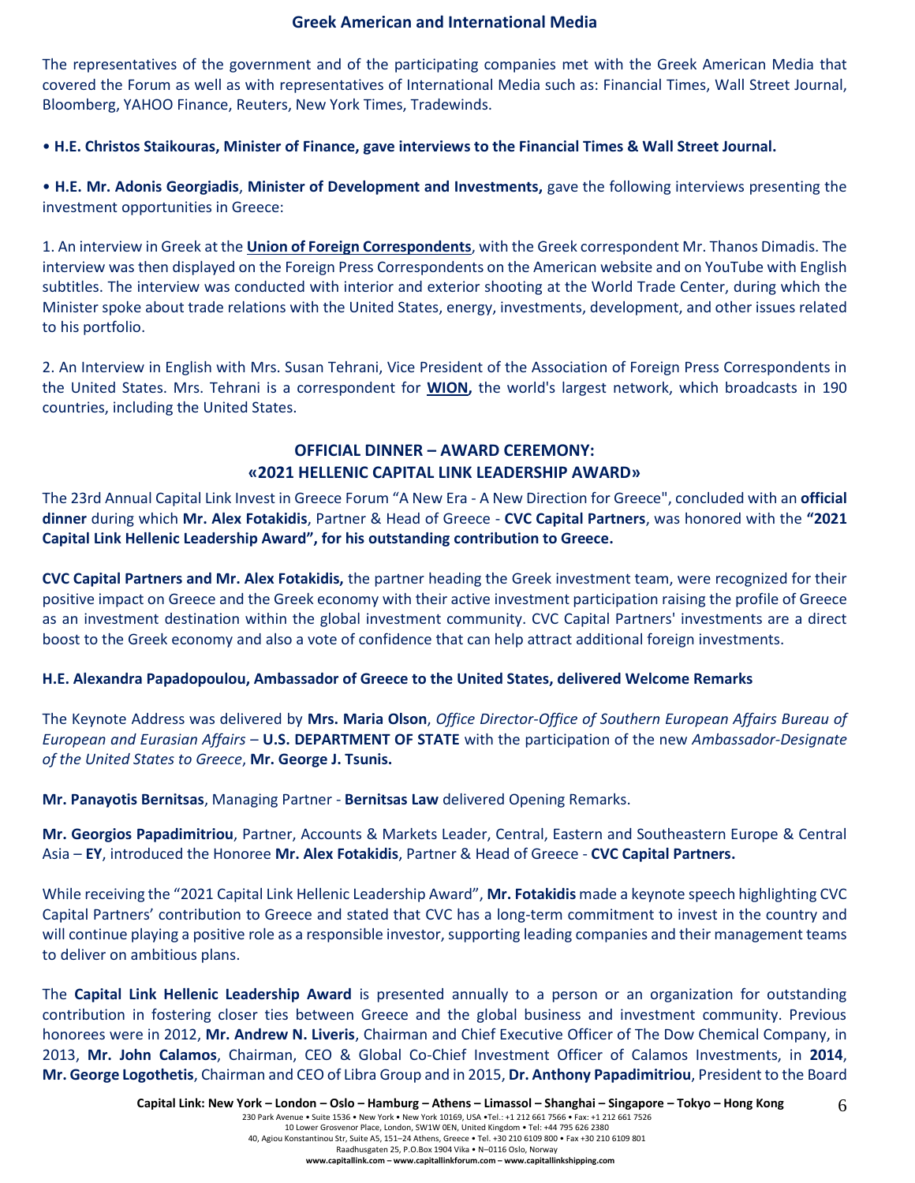## Greek American and International Media

The representatives of the government and of the participating companies met with the Greek American Media that covered the Forum as well as with representatives of International Media such as: Financial Times, Wall Street Journal, Bloomberg, YAHOO Finance, Reuters, New York Times, Tradewinds.

• **H.E. Christos Staikouras, Minister of Finance, gave interviews to the Financial Times & Wall Street Journal.**

• **H.E. Mr. Adonis Georgiadis**, **Minister of Development and Investments,** gave the following interviews presenting the investment opportunities in Greece:

1. An interview in Greek at the **Union of Foreign Correspondents**, with the Greek correspondent Mr. Thanos Dimadis. The interview was then displayed on the Foreign Press Correspondents on the American website and on YouTube with English subtitles. The interview was conducted with interior and exterior shooting at the World Trade Center, during which the Minister spoke about trade relations with the United States, energy, investments, development, and other issues related to his portfolio.

2. An Interview in English with Mrs. Susan Tehrani, Vice President of the Association of Foreign Press Correspondents in the United States. Mrs. Tehrani is a correspondent for **WION,** the world's largest network, which broadcasts in 190 countries, including the United States.

## OFFICIAL DINNER – AWARD CEREMONY: «2021 HELLENIC CAPITAL LINK LEADERSHIP AWARD»

The 23rd Annual Capital Link Invest in Greece Forum "A New Era - A New Direction for Greece", concluded with an **official dinner** during which **Mr. Alex Fotakidis**, Partner & Head of Greece - **CVC Capital Partners**, was honored with the **"2021 Capital Link Hellenic Leadership Award", for his outstanding contribution to Greece.**

**CVC Capital Partners and Mr. Alex Fotakidis,** the partner heading the Greek investment team, were recognized for their positive impact on Greece and the Greek economy with their active investment participation raising the profile of Greece as an investment destination within the global investment community. CVC Capital Partners' investments are a direct boost to the Greek economy and also a vote of confidence that can help attract additional foreign investments.

**H.E. Alexandra Papadopoulou, Ambassador of Greece to the United States, delivered Welcome Remarks**

The Keynote Address was delivered by **Mrs. Maria Olson**, *Office Director-Office of Southern European Affairs Bureau of European and Eurasian Affairs* – **U.S. DEPARTMENT OF STATE** with the participation of the new *Ambassador-Designate of the United States to Greece*, **Mr. George J. Tsunis.**

**Mr. Panayotis Bernitsas**, Managing Partner - **Bernitsas Law** delivered Opening Remarks.

**Mr. Georgios Papadimitriou**, Partner, Accounts & Markets Leader, Central, Eastern and Southeastern Europe & Central Asia – **EY**, introduced the Honoree **Mr. Alex Fotakidis**, Partner & Head of Greece - **CVC Capital Partners.**

While receiving the "2021 Capital Link Hellenic Leadership Award", **Mr. Fotakidis** made a keynote speech highlighting CVC Capital Partners' contribution to Greece and stated that CVC has a long-term commitment to invest in the country and will continue playing a positive role as a responsible investor, supporting leading companies and their management teams to deliver on ambitious plans.

The **Capital Link Hellenic Leadership Award** is presented annually to a person or an organization for outstanding contribution in fostering closer ties between Greece and the global business and investment community. Previous honorees were in 2012, **Mr. Andrew N. Liveris**, Chairman and Chief Executive Officer of The Dow Chemical Company, in 2013, **Mr. John Calamos**, Chairman, CEO & Global Co-Chief Investment Officer of Calamos Investments, in **2014**, **Mr. George Logothetis**, Chairman and CEO of Libra Group and in 2015, **Dr. Anthony Papadimitriou**, President to the Board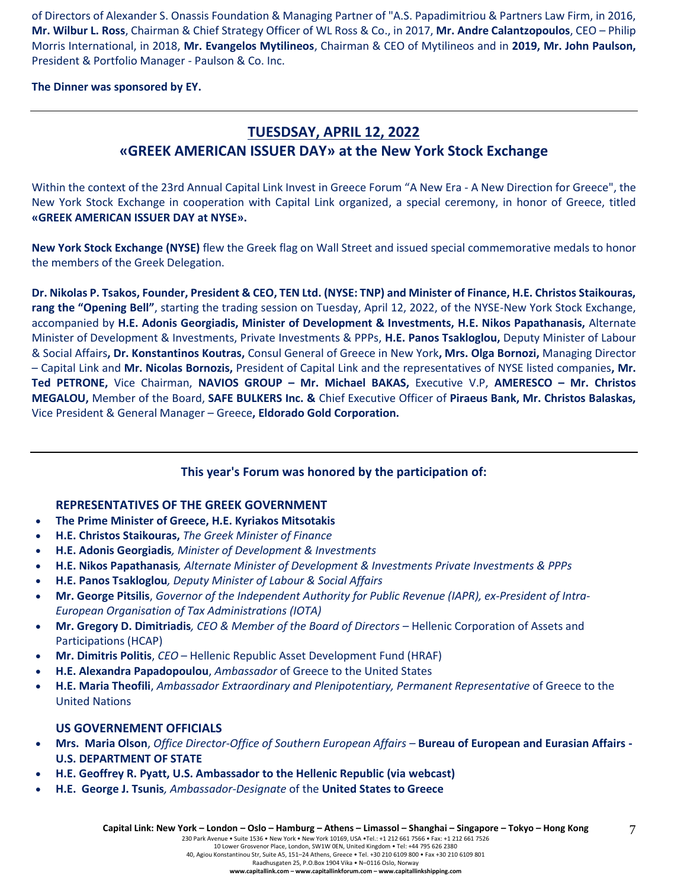of Directors of Alexander S. Onassis Foundation & Managing Partner of "A.S. Papadimitriou & Partners Law Firm, in 2016, **Mr. Wilbur L. Ross**, Chairman & Chief Strategy Officer of WL Ross & Co., in 2017, **Mr. Andre Calantzopoulos**, CEO – Philip Morris International, in 2018, **Mr. Evangelos Mytilineos**, Chairman & CEO of Mytilineos and in **2019, Mr. John Paulson,** President & Portfolio Manager - Paulson & Co. Inc.

**The Dinner was sponsored by EY.**

---

## TUESDSAY, APRIL 12, 2022
## «GREEK AMERICAN ISSUER DAY» at the New York Stock Exchange

Within the context of the 23rd Annual Capital Link Invest in Greece Forum "A New Era - A New Direction for Greece", the New York Stock Exchange in cooperation with Capital Link organized, a special ceremony, in honor of Greece, titled **«GREEK AMERICAN ISSUER DAY at NYSE».**

**New York Stock Exchange (NYSE)** flew the Greek flag on Wall Street and issued special commemorative medals to honor the members of the Greek Delegation.

**Dr. Nikolas P. Tsakos, Founder, President & CEO, TEN Ltd. (NYSE: TNP) and Minister of Finance, H.E. Christos Staikouras, rang the "Opening Bell"**, starting the trading session on Tuesday, April 12, 2022, of the NYSE-New York Stock Exchange, accompanied by **H.E. Adonis Georgiadis, Minister of Development & Investments, H.E. Nikos Papathanasis,** Alternate Minister of Development & Investments, Private Investments & PPPs, **H.E. Panos Tsakloglou,** Deputy Minister of Labour & Social Affairs**, Dr. Konstantinos Koutras,** Consul General of Greece in New York**, Mrs. Olga Bornozi,** Managing Director – Capital Link and **Mr. Nicolas Bornozis,** President of Capital Link and the representatives of NYSE listed companies**, Mr. Ted PETRONE,** Vice Chairman, **NAVIOS GROUP – Mr. Michael BAKAS,** Executive V.P, **AMERESCO – Mr. Christos MEGALOU,** Member of the Board, **SAFE BULKERS Inc. &** Chief Executive Officer of **Piraeus Bank, Mr. Christos Balaskas,** Vice President & General Manager – Greece**, Eldorado Gold Corporation.**

---

### This year's Forum was honored by the participation of:

#### REPRESENTATIVES OF THE GREEK GOVERNMENT

- **The Prime Minister of Greece, H.E. Kyriakos Mitsotakis**
- **H.E. Christos Staikouras,** *The Greek Minister of Finance*
- **H.E. Adonis Georgiadis***, Minister of Development & Investments*
- **H.E. Nikos Papathanasis***, Alternate Minister of Development & Investments Private Investments & PPPs*
- **H.E. Panos Tsakloglou***, Deputy Minister of Labour & Social Affairs*
- **Mr. George Pitsilis**, *Governor of the Independent Authority for Public Revenue (IAPR), ex-President of Intra-European Organisation of Tax Administrations (IOTA)*
- **Mr. Gregory D. Dimitriadis***, CEO & Member of the Board of Directors* – Hellenic Corporation of Assets and Participations (HCAP)
- **Mr. Dimitris Politis**, *CEO* – Hellenic Republic Asset Development Fund (HRAF)
- **H.E. Alexandra Papadopoulou**, *Ambassador* of Greece to the United States
- **H.E. Maria Theofili**, *Ambassador Extraordinary and Plenipotentiary, Permanent Representative* of Greece to the United Nations

#### US GOVERNEMENT OFFICIALS

- **Mrs. Maria Olson**, *Office Director-Office of Southern European Affairs* – **Bureau of European and Eurasian Affairs - U.S. DEPARTMENT OF STATE**
- **H.E. Geoffrey R. Pyatt, U.S. Ambassador to the Hellenic Republic (via webcast)**
- **H.E. George J. Tsunis***, Ambassador-Designate* of the **United States to Greece**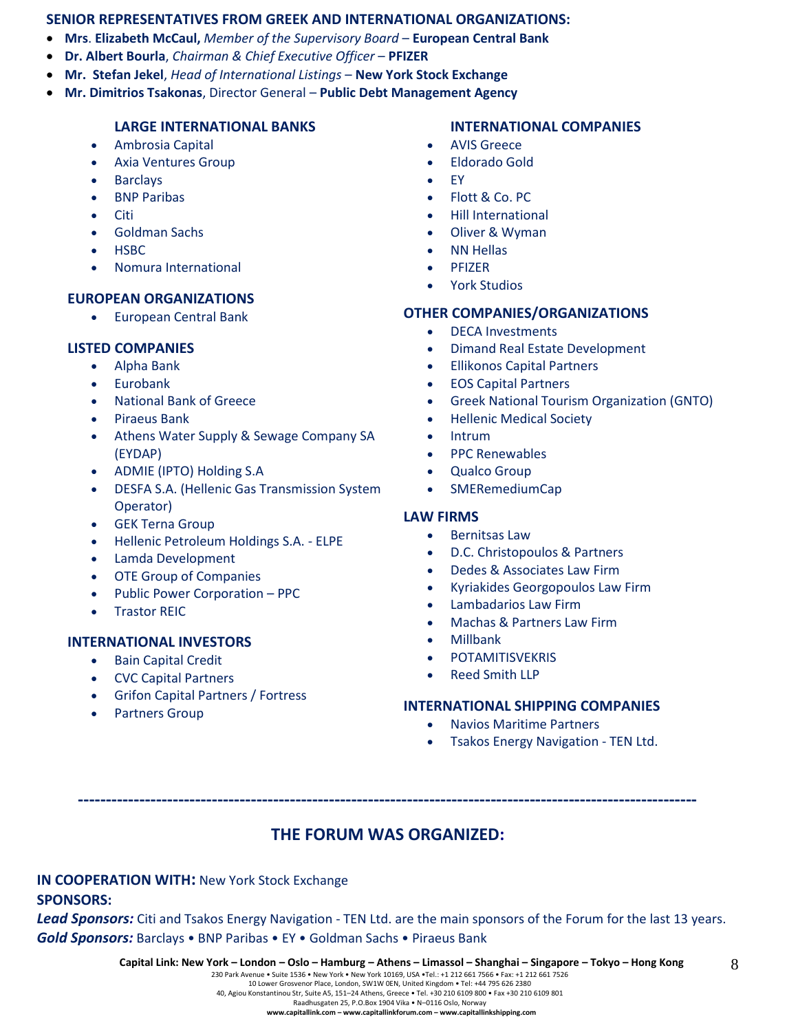**SENIOR REPRESENTATIVES FROM GREEK AND INTERNATIONAL ORGANIZATIONS:**

- **Mrs. Elizabeth McCaul,** *Member of the Supervisory Board* – **European Central Bank**
- **Dr. Albert Bourla**, *Chairman & Chief Executive Officer* – **PFIZER**
- **Mr. Stefan Jekel**, *Head of International Listings* – **New York Stock Exchange**
- **Mr. Dimitrios Tsakonas**, Director General – **Public Debt Management Agency**

**LARGE INTERNATIONAL BANKS**

- Ambrosia Capital
- Axia Ventures Group
- Barclays
- BNP Paribas
- Citi
- Goldman Sachs
- HSBC
- Nomura International

**EUROPEAN ORGANIZATIONS**

- European Central Bank

**LISTED COMPANIES**

- Alpha Bank
- Eurobank
- National Bank of Greece
- Piraeus Bank
- Athens Water Supply & Sewage Company SA (EYDAP)
- ADMIE (IPTO) Holding S.A
- DESFA S.A. (Hellenic Gas Transmission System Operator)
- GEK Terna Group
- Hellenic Petroleum Holdings S.A. - ELPE
- Lamda Development
- OTE Group of Companies
- Public Power Corporation – PPC
- Trastor REIC

**INTERNATIONAL INVESTORS**

- Bain Capital Credit
- CVC Capital Partners
- Grifon Capital Partners / Fortress
- Partners Group

**INTERNATIONAL COMPANIES**

- AVIS Greece
- Eldorado Gold
- EY
- Flott & Co. PC
- Hill International
- Oliver & Wyman
- NN Hellas
- PFIZER
- York Studios

**OTHER COMPANIES/ORGANIZATIONS**

- DECA Investments
- Dimand Real Estate Development
- Ellikonos Capital Partners
- EOS Capital Partners
- Greek National Tourism Organization (GNTO)
- Hellenic Medical Society
- Intrum
- PPC Renewables
- Qualco Group
- SMERemediumCap

**LAW FIRMS**

- Bernitsas Law
- D.C. Christopoulos & Partners
- Dedes & Associates Law Firm
- Kyriakides Georgopoulos Law Firm
- Lambadarios Law Firm
- Machas & Partners Law Firm
- Millbank
- POTAMITISVEKRIS
- Reed Smith LLP

**INTERNATIONAL SHIPPING COMPANIES**

- Navios Maritime Partners
- Tsakos Energy Navigation - TEN Ltd.

---

## THE FORUM WAS ORGANIZED:

**IN COOPERATION WITH:** New York Stock Exchange

**SPONSORS:**

***Lead Sponsors:*** Citi and Tsakos Energy Navigation - TEN Ltd. are the main sponsors of the Forum for the last 13 years.

***Gold Sponsors:*** Barclays • BNP Paribas • EY • Goldman Sachs • Piraeus Bank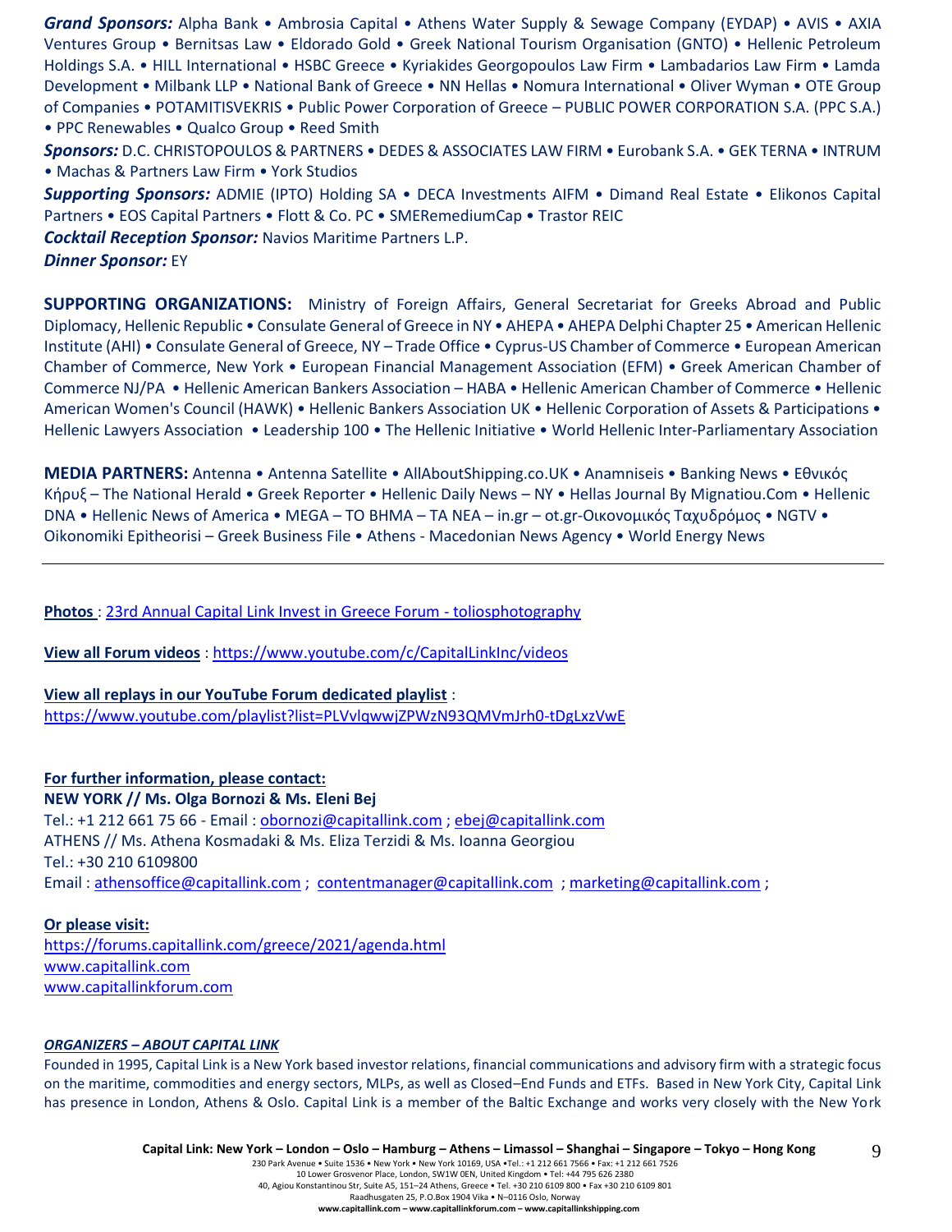***Grand Sponsors:*** Alpha Bank • Ambrosia Capital • Athens Water Supply & Sewage Company (EYDAP) • AVIS • AXIA Ventures Group • Bernitsas Law • Eldorado Gold • Greek National Tourism Organisation (GNTO) • Hellenic Petroleum Holdings S.A. • HILL International • HSBC Greece • Kyriakides Georgopoulos Law Firm • Lambadarios Law Firm • Lamda Development • Milbank LLP • National Bank of Greece • NN Hellas • Nomura International • Oliver Wyman • OTE Group of Companies • POTAMITISVEKRIS • Public Power Corporation of Greece – PUBLIC POWER CORPORATION S.A. (PPC S.A.) • PPC Renewables • Qualco Group • Reed Smith

***Sponsors:*** D.C. CHRISTOPOULOS & PARTNERS • DEDES & ASSOCIATES LAW FIRM • Eurobank S.A. • GEK TERNA • INTRUM • Machas & Partners Law Firm • York Studios

***Supporting Sponsors:*** ADMIE (IPTO) Holding SA • DECA Investments AIFM • Dimand Real Estate • Elikonos Capital Partners • EOS Capital Partners • Flott & Co. PC • SMERemediumCap • Trastor REIC

***Cocktail Reception Sponsor:*** Navios Maritime Partners L.P.

***Dinner Sponsor:*** EY

**SUPPORTING ORGANIZATIONS:** Ministry of Foreign Affairs, General Secretariat for Greeks Abroad and Public Diplomacy, Hellenic Republic • Consulate General of Greece in NY • AHEPA • AHEPA Delphi Chapter 25 • American Hellenic Institute (AHI) • Consulate General of Greece, NY – Trade Office • Cyprus-US Chamber of Commerce • European American Chamber of Commerce, New York • European Financial Management Association (EFM) • Greek American Chamber of Commerce NJ/PA • Hellenic American Bankers Association – HABA • Hellenic American Chamber of Commerce • Hellenic American Women's Council (HAWK) • Hellenic Bankers Association UK • Hellenic Corporation of Assets & Participations • Hellenic Lawyers Association • Leadership 100 • The Hellenic Initiative • World Hellenic Inter-Parliamentary Association

**MEDIA PARTNERS:** Antenna • Antenna Satellite • AllAboutShipping.co.UK • Anamniseis • Banking News • Εθνικός Κήρυξ – The National Herald • Greek Reporter • Hellenic Daily News – NY • Hellas Journal By Mignatiou.Com • Hellenic DNA • Hellenic News of America • MEGA – TO BHMA – TA NEA – in.gr – ot.gr-Οικονομικός Ταχυδρόμος • NGTV • Oikonomiki Epitheorisi – Greek Business File • Athens - Macedonian News Agency • World Energy News

---

**Photos** : 23rd Annual Capital Link Invest in Greece Forum - toliosphotography

**View all Forum videos** : https://www.youtube.com/c/CapitalLinkInc/videos

**View all replays in our YouTube Forum dedicated playlist** :
https://www.youtube.com/playlist?list=PLVvlqwwjZPWzN93QMVmJrh0-tDgLxzVwE

**For further information, please contact:**
**NEW YORK // Ms. Olga Bornozi & Ms. Eleni Bej**
Tel.: +1 212 661 75 66 - Email : obornozi@capitallink.com ; ebej@capitallink.com
ATHENS // Ms. Athena Kosmadaki & Ms. Eliza Terzidi & Ms. Ioanna Georgiou
Tel.: +30 210 6109800
Email : athensoffice@capitallink.com ; contentmanager@capitallink.com ; marketing@capitallink.com ;

**Or please visit:**
https://forums.capitallink.com/greece/2021/agenda.html
www.capitallink.com
www.capitallinkforum.com

***ORGANIZERS – ABOUT CAPITAL LINK***

Founded in 1995, Capital Link is a New York based investor relations, financial communications and advisory firm with a strategic focus on the maritime, commodities and energy sectors, MLPs, as well as Closed–End Funds and ETFs. Based in New York City, Capital Link has presence in London, Athens & Oslo. Capital Link is a member of the Baltic Exchange and works very closely with the New York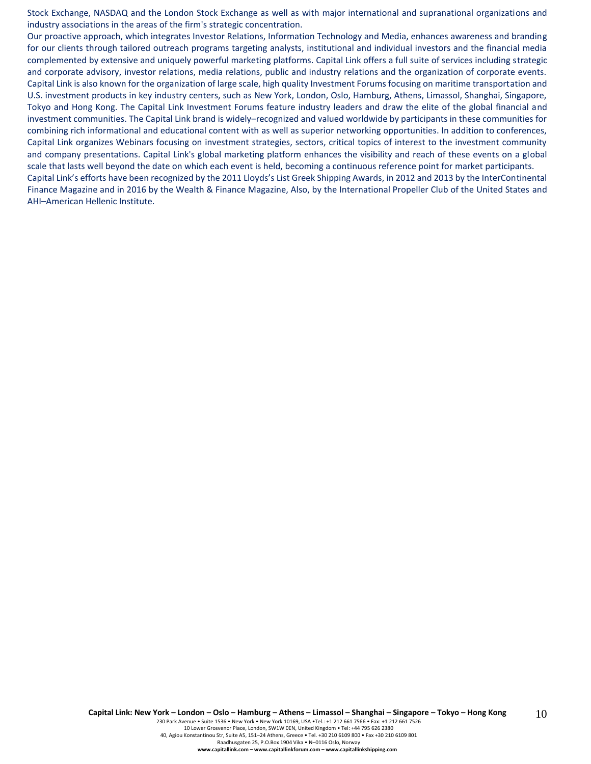Stock Exchange, NASDAQ and the London Stock Exchange as well as with major international and supranational organizations and industry associations in the areas of the firm's strategic concentration.

Our proactive approach, which integrates Investor Relations, Information Technology and Media, enhances awareness and branding for our clients through tailored outreach programs targeting analysts, institutional and individual investors and the financial media complemented by extensive and uniquely powerful marketing platforms. Capital Link offers a full suite of services including strategic and corporate advisory, investor relations, media relations, public and industry relations and the organization of corporate events. Capital Link is also known for the organization of large scale, high quality Investment Forums focusing on maritime transportation and U.S. investment products in key industry centers, such as New York, London, Oslo, Hamburg, Athens, Limassol, Shanghai, Singapore, Tokyo and Hong Kong. The Capital Link Investment Forums feature industry leaders and draw the elite of the global financial and investment communities. The Capital Link brand is widely–recognized and valued worldwide by participants in these communities for combining rich informational and educational content with as well as superior networking opportunities. In addition to conferences, Capital Link organizes Webinars focusing on investment strategies, sectors, critical topics of interest to the investment community and company presentations. Capital Link's global marketing platform enhances the visibility and reach of these events on a global scale that lasts well beyond the date on which each event is held, becoming a continuous reference point for market participants.

Capital Link's efforts have been recognized by the 2011 Lloyds's List Greek Shipping Awards, in 2012 and 2013 by the InterContinental Finance Magazine and in 2016 by the Wealth & Finance Magazine, Also, by the International Propeller Club of the United States and AHI–American Hellenic Institute.